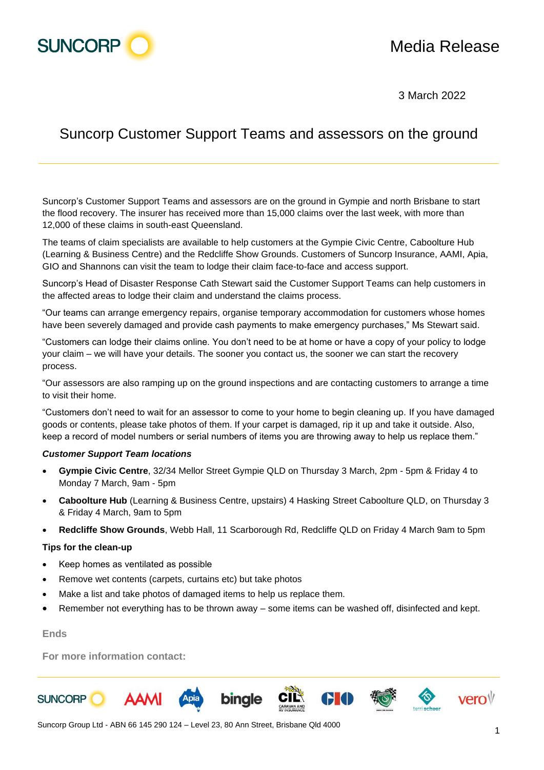Media Release

3 March 2022

# Suncorp Customer Support Teams and assessors on the ground

Suncorp's Customer Support Teams and assessors are on the ground in Gympie and north Brisbane to start the flood recovery. The insurer has received more than 15,000 claims over the last week, with more than 12,000 of these claims in south-east Queensland.

The teams of claim specialists are available to help customers at the Gympie Civic Centre, Caboolture Hub (Learning & Business Centre) and the Redcliffe Show Grounds. Customers of Suncorp Insurance, AAMI, Apia, GIO and Shannons can visit the team to lodge their claim face-to-face and access support.

Suncorp's Head of Disaster Response Cath Stewart said the Customer Support Teams can help customers in the affected areas to lodge their claim and understand the claims process.

"Our teams can arrange emergency repairs, organise temporary accommodation for customers whose homes have been severely damaged and provide cash payments to make emergency purchases," Ms Stewart said.

"Customers can lodge their claims online. You don't need to be at home or have a copy of your policy to lodge your claim – we will have your details. The sooner you contact us, the sooner we can start the recovery process.

"Our assessors are also ramping up on the ground inspections and are contacting customers to arrange a time to visit their home.

"Customers don't need to wait for an assessor to come to your home to begin cleaning up. If you have damaged goods or contents, please take photos of them. If your carpet is damaged, rip it up and take it outside. Also, keep a record of model numbers or serial numbers of items you are throwing away to help us replace them."

***Customer Support Team locations***

- **Gympie Civic Centre**, 32/34 Mellor Street Gympie QLD on Thursday 3 March, 2pm - 5pm & Friday 4 to Monday 7 March, 9am - 5pm
- **Caboolture Hub** (Learning & Business Centre, upstairs) 4 Hasking Street Caboolture QLD, on Thursday 3 & Friday 4 March, 9am to 5pm
- **Redcliffe Show Grounds**, Webb Hall, 11 Scarborough Rd, Redcliffe QLD on Friday 4 March 9am to 5pm

**Tips for the clean-up**

- Keep homes as ventilated as possible
- Remove wet contents (carpets, curtains etc) but take photos
- Make a list and take photos of damaged items to help us replace them.
- Remember not everything has to be thrown away – some items can be washed off, disinfected and kept.

**Ends**

**For more information contact:**

Suncorp Group Ltd - ABN 66 145 290 124 – Level 23, 80 Ann Street, Brisbane Qld 4000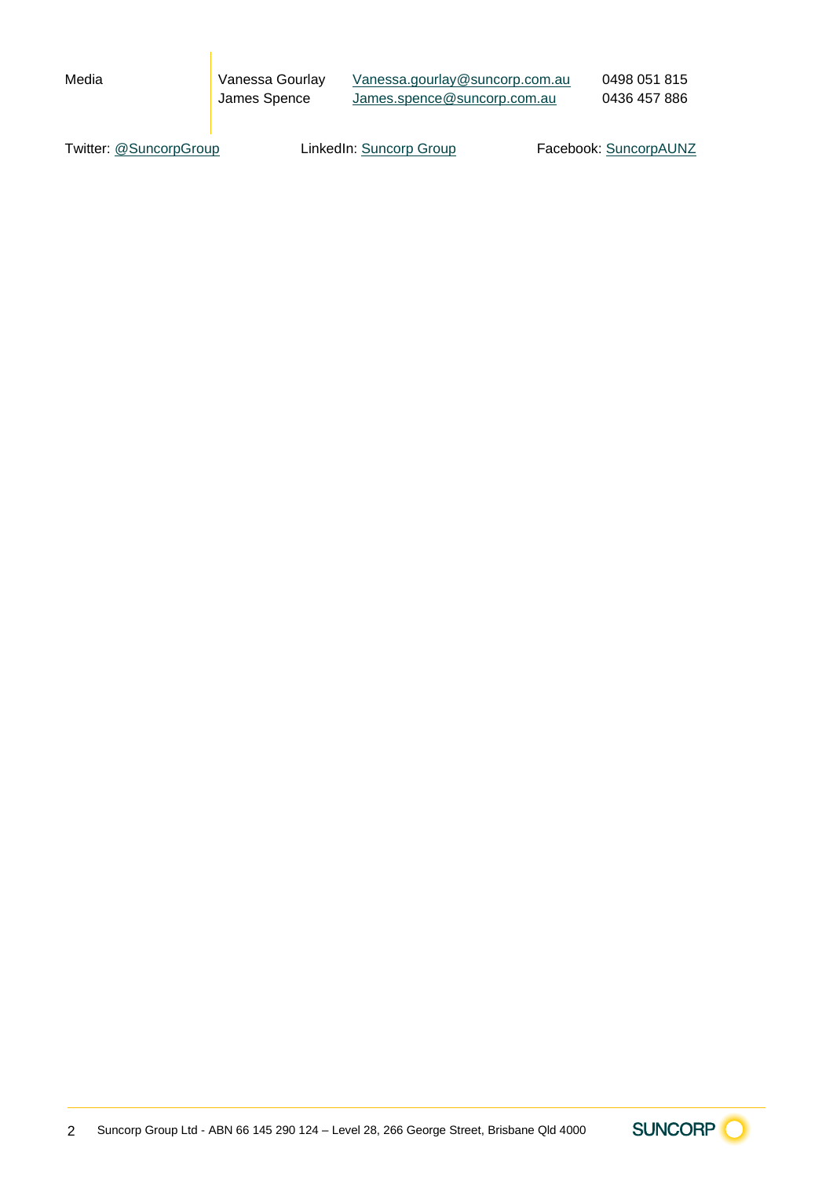| | | | |
|---|---|---|---|
| Media | Vanessa Gourlay | Vanessa.gourlay@suncorp.com.au | 0498 051 815 |
| | James Spence | James.spence@suncorp.com.au | 0436 457 886 |

Twitter: @SuncorpGroup LinkedIn: Suncorp Group Facebook: SuncorpAUNZ